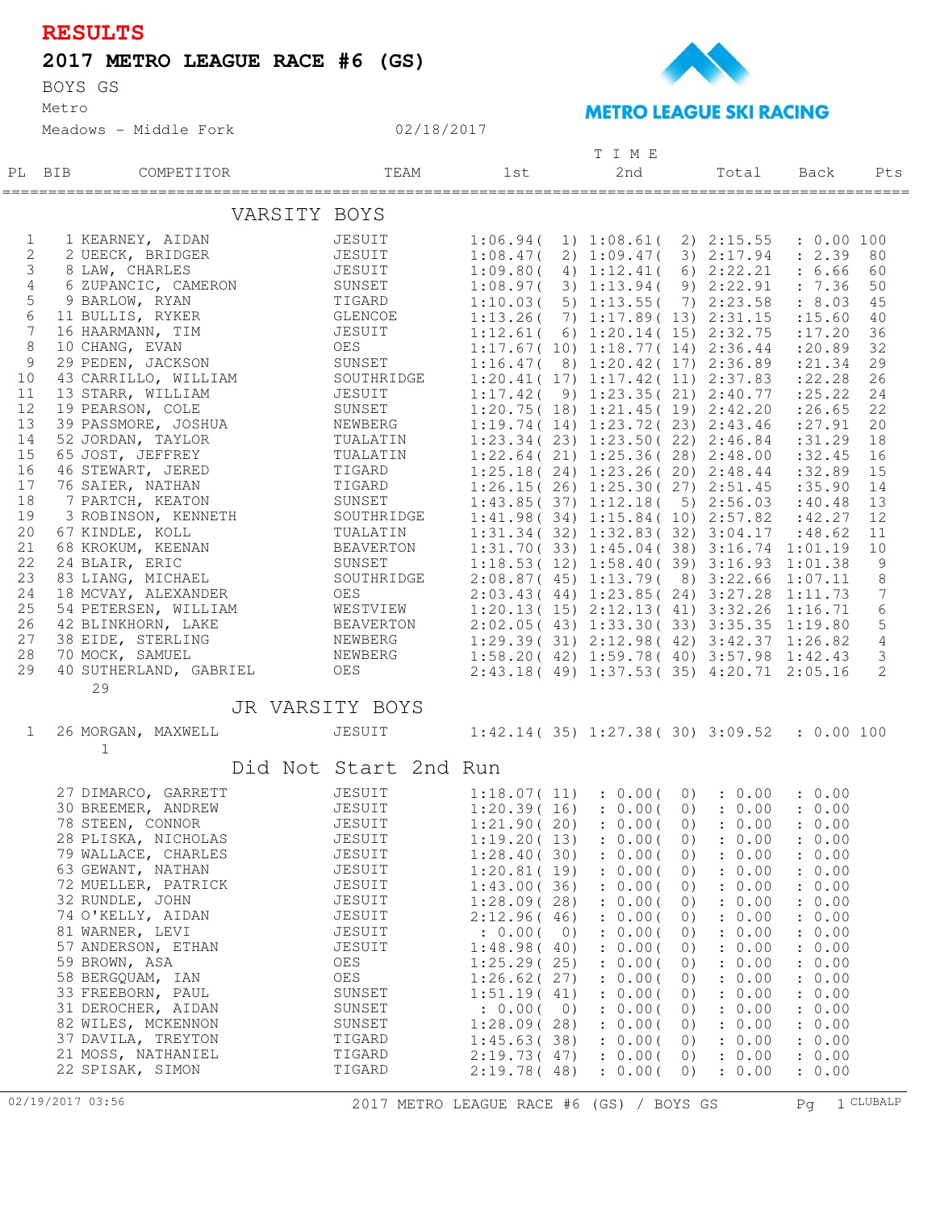# RESULTS

## 2017 METRO LEAGUE RACE #6 (GS)

BOYS GS
Metro
Meadows - Middle Fork    02/18/2017

METRO LEAGUE SKI RACING

### VARSITY BOYS

| PL | BIB | COMPETITOR | TEAM | 1st | 2nd | Total | Back | Pts |
|---|---|---|---|---|---|---|---|---|
| 1 | 1 | KEARNEY, AIDAN | JESUIT | 1:06.94( 1) | 1:08.61( 2) | 2:15.55 | : 0.00 | 100 |
| 2 | 2 | UEECK, BRIDGER | JESUIT | 1:08.47( 2) | 1:09.47( 3) | 2:17.94 | : 2.39 | 80 |
| 3 | 8 | LAW, CHARLES | JESUIT | 1:09.80( 4) | 1:12.41( 6) | 2:22.21 | : 6.66 | 60 |
| 4 | 6 | ZUPANCIC, CAMERON | SUNSET | 1:08.97( 3) | 1:13.94( 9) | 2:22.91 | : 7.36 | 50 |
| 5 | 9 | BARLOW, RYAN | TIGARD | 1:10.03( 5) | 1:13.55( 7) | 2:23.58 | : 8.03 | 45 |
| 6 | 11 | BULLIS, RYKER | GLENCOE | 1:13.26( 7) | 1:17.89( 13) | 2:31.15 | :15.60 | 40 |
| 7 | 16 | HAARMANN, TIM | JESUIT | 1:12.61( 6) | 1:20.14( 15) | 2:32.75 | :17.20 | 36 |
| 8 | 10 | CHANG, EVAN | OES | 1:17.67( 10) | 1:18.77( 14) | 2:36.44 | :20.89 | 32 |
| 9 | 29 | PEDEN, JACKSON | SUNSET | 1:16.47( 8) | 1:20.42( 17) | 2:36.89 | :21.34 | 29 |
| 10 | 43 | CARRILLO, WILLIAM | SOUTHRIDGE | 1:20.41( 17) | 1:17.42( 11) | 2:37.83 | :22.28 | 26 |
| 11 | 13 | STARR, WILLIAM | JESUIT | 1:17.42( 9) | 1:23.35( 21) | 2:40.77 | :25.22 | 24 |
| 12 | 19 | PEARSON, COLE | SUNSET | 1:20.75( 18) | 1:21.45( 19) | 2:42.20 | :26.65 | 22 |
| 13 | 39 | PASSMORE, JOSHUA | NEWBERG | 1:19.74( 14) | 1:23.72( 23) | 2:43.46 | :27.91 | 20 |
| 14 | 52 | JORDAN, TAYLOR | TUALATIN | 1:23.34( 23) | 1:23.50( 22) | 2:46.84 | :31.29 | 18 |
| 15 | 65 | JOST, JEFFREY | TUALATIN | 1:22.64( 21) | 1:25.36( 28) | 2:48.00 | :32.45 | 16 |
| 16 | 46 | STEWART, JERED | TIGARD | 1:25.18( 24) | 1:23.26( 20) | 2:48.44 | :32.89 | 15 |
| 17 | 76 | SAIER, NATHAN | TIGARD | 1:26.15( 26) | 1:25.30( 27) | 2:51.45 | :35.90 | 14 |
| 18 | 7 | PARTCH, KEATON | SUNSET | 1:43.85( 37) | 1:12.18( 5) | 2:56.03 | :40.48 | 13 |
| 19 | 3 | ROBINSON, KENNETH | SOUTHRIDGE | 1:41.98( 34) | 1:15.84( 10) | 2:57.82 | :42.27 | 12 |
| 20 | 67 | KINDLE, KOLL | TUALATIN | 1:31.34( 32) | 1:32.83( 32) | 3:04.17 | :48.62 | 11 |
| 21 | 68 | KROKUM, KEENAN | BEAVERTON | 1:31.70( 33) | 1:45.04( 38) | 3:16.74 | 1:01.19 | 10 |
| 22 | 24 | BLAIR, ERIC | SUNSET | 1:18.53( 12) | 1:58.40( 39) | 3:16.93 | 1:01.38 | 9 |
| 23 | 83 | LIANG, MICHAEL | SOUTHRIDGE | 2:08.87( 45) | 1:13.79( 8) | 3:22.66 | 1:07.11 | 8 |
| 24 | 18 | MCVAY, ALEXANDER | OES | 2:03.43( 44) | 1:23.85( 24) | 3:27.28 | 1:11.73 | 7 |
| 25 | 54 | PETERSEN, WILLIAM | WESTVIEW | 1:20.13( 15) | 2:12.13( 41) | 3:32.26 | 1:16.71 | 6 |
| 26 | 42 | BLINKHORN, LAKE | BEAVERTON | 2:02.05( 43) | 1:33.30( 33) | 3:35.35 | 1:19.80 | 5 |
| 27 | 38 | EIDE, STERLING | NEWBERG | 1:29.39( 31) | 2:12.98( 42) | 3:42.37 | 1:26.82 | 4 |
| 28 | 70 | MOCK, SAMUEL | NEWBERG | 1:58.20( 42) | 1:59.78( 40) | 3:57.98 | 1:42.43 | 3 |
| 29 | 40 | SUTHERLAND, GABRIEL | OES | 2:43.18( 49) | 1:37.53( 35) | 4:20.71 | 2:05.16 | 2 |

29

### JR VARSITY BOYS

| PL | BIB | COMPETITOR | TEAM | 1st | 2nd | Total | Back | Pts |
|---|---|---|---|---|---|---|---|---|
| 1 | 26 | MORGAN, MAXWELL | JESUIT | 1:42.14( 35) | 1:27.38( 30) | 3:09.52 | : 0.00 | 100 |

1

### Did Not Start 2nd Run

| PL | BIB | COMPETITOR | TEAM | 1st | 2nd | Total | Back | Pts |
|---|---|---|---|---|---|---|---|---|
| | 27 | DIMARCO, GARRETT | JESUIT | 1:18.07( 11) | : 0.00( 0) | : 0.00 | : 0.00 | |
| | 30 | BREEMER, ANDREW | JESUIT | 1:20.39( 16) | : 0.00( 0) | : 0.00 | : 0.00 | |
| | 78 | STEEN, CONNOR | JESUIT | 1:21.90( 20) | : 0.00( 0) | : 0.00 | : 0.00 | |
| | 28 | PLISKA, NICHOLAS | JESUIT | 1:19.20( 13) | : 0.00( 0) | : 0.00 | : 0.00 | |
| | 79 | WALLACE, CHARLES | JESUIT | 1:28.40( 30) | : 0.00( 0) | : 0.00 | : 0.00 | |
| | 63 | GEWANT, NATHAN | JESUIT | 1:20.81( 19) | : 0.00( 0) | : 0.00 | : 0.00 | |
| | 72 | MUELLER, PATRICK | JESUIT | 1:43.00( 36) | : 0.00( 0) | : 0.00 | : 0.00 | |
| | 32 | RUNDLE, JOHN | JESUIT | 1:28.09( 28) | : 0.00( 0) | : 0.00 | : 0.00 | |
| | 74 | O'KELLY, AIDAN | JESUIT | 2:12.96( 46) | : 0.00( 0) | : 0.00 | : 0.00 | |
| | 81 | WARNER, LEVI | JESUIT | : 0.00( 0) | : 0.00( 0) | : 0.00 | : 0.00 | |
| | 57 | ANDERSON, ETHAN | JESUIT | 1:48.98( 40) | : 0.00( 0) | : 0.00 | : 0.00 | |
| | 59 | BROWN, ASA | OES | 1:25.29( 25) | : 0.00( 0) | : 0.00 | : 0.00 | |
| | 58 | BERGQUAM, IAN | OES | 1:26.62( 27) | : 0.00( 0) | : 0.00 | : 0.00 | |
| | 33 | FREEBORN, PAUL | SUNSET | 1:51.19( 41) | : 0.00( 0) | : 0.00 | : 0.00 | |
| | 31 | DEROCHER, AIDAN | SUNSET | : 0.00( 0) | : 0.00( 0) | : 0.00 | : 0.00 | |
| | 82 | WILES, MCKENNON | SUNSET | 1:28.09( 28) | : 0.00( 0) | : 0.00 | : 0.00 | |
| | 37 | DAVILA, TREYTON | TIGARD | 1:45.63( 38) | : 0.00( 0) | : 0.00 | : 0.00 | |
| | 21 | MOSS, NATHANIEL | TIGARD | 2:19.73( 47) | : 0.00( 0) | : 0.00 | : 0.00 | |
| | 22 | SPISAK, SIMON | TIGARD | 2:19.78( 48) | : 0.00( 0) | : 0.00 | : 0.00 | |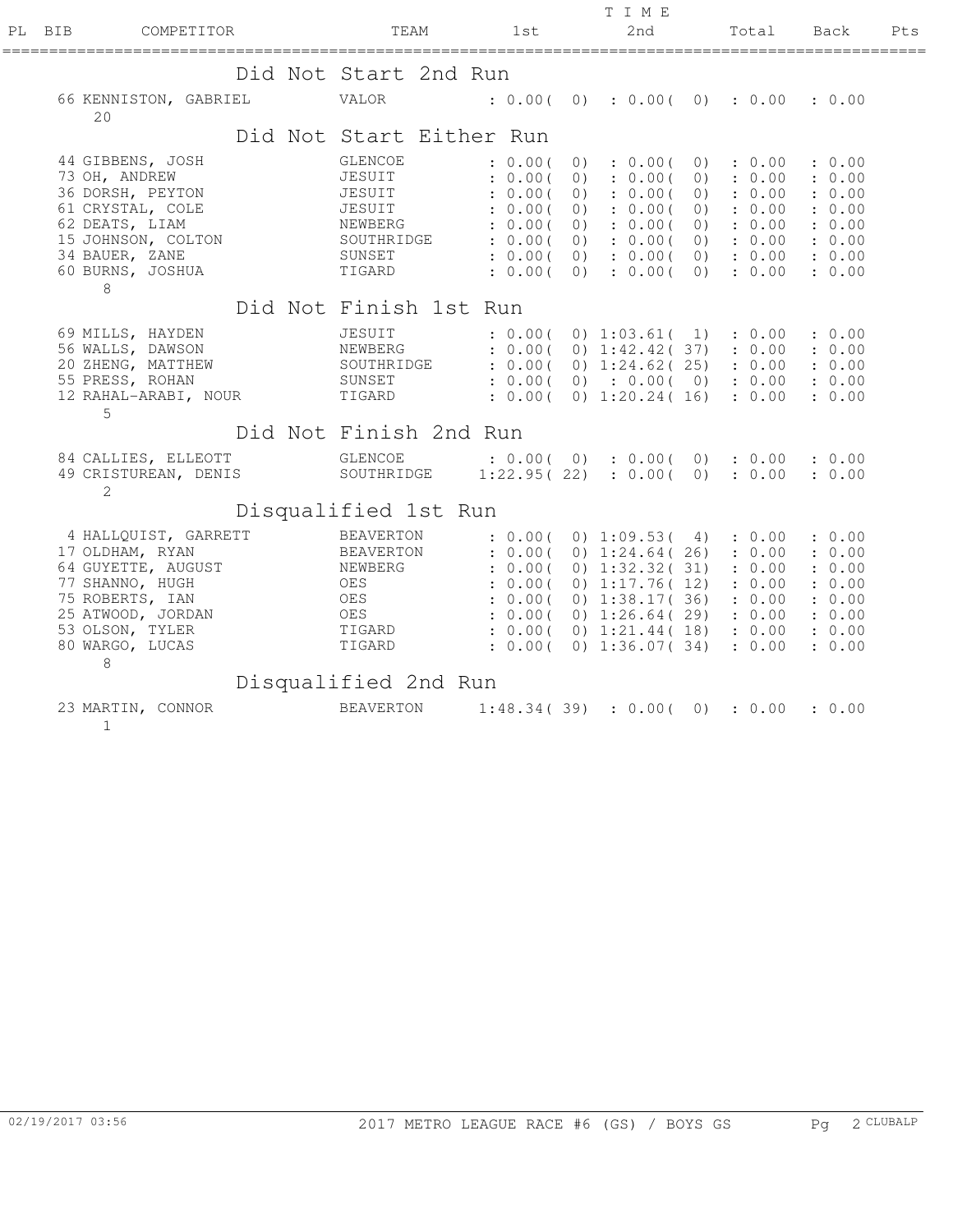| PL | BIB | COMPETITOR | TEAM | 1st | 2nd | Total | Back | Pts |
|---|---|---|---|---|---|---|---|---|
| | | **Did Not Start 2nd Run** | | | | | | |
| | 66 | KENNISTON, GABRIEL | VALOR | : 0.00( 0) | : 0.00( 0) | : 0.00 | : 0.00 | |
| | 20 | | | | | | | |
| | | **Did Not Start Either Run** | | | | | | |
| | 44 | GIBBENS, JOSH | GLENCOE | : 0.00( 0) | : 0.00( 0) | : 0.00 | : 0.00 | |
| | 73 | OH, ANDREW | JESUIT | : 0.00( 0) | : 0.00( 0) | : 0.00 | : 0.00 | |
| | 36 | DORSH, PEYTON | JESUIT | : 0.00( 0) | : 0.00( 0) | : 0.00 | : 0.00 | |
| | 61 | CRYSTAL, COLE | JESUIT | : 0.00( 0) | : 0.00( 0) | : 0.00 | : 0.00 | |
| | 62 | DEATS, LIAM | NEWBERG | : 0.00( 0) | : 0.00( 0) | : 0.00 | : 0.00 | |
| | 15 | JOHNSON, COLTON | SOUTHRIDGE | : 0.00( 0) | : 0.00( 0) | : 0.00 | : 0.00 | |
| | 34 | BAUER, ZANE | SUNSET | : 0.00( 0) | : 0.00( 0) | : 0.00 | : 0.00 | |
| | 60 | BURNS, JOSHUA | TIGARD | : 0.00( 0) | : 0.00( 0) | : 0.00 | : 0.00 | |
| | 8 | | | | | | | |
| | | **Did Not Finish 1st Run** | | | | | | |
| | 69 | MILLS, HAYDEN | JESUIT | : 0.00( 0) | 1:03.61( 1) | : 0.00 | : 0.00 | |
| | 56 | WALLS, DAWSON | NEWBERG | : 0.00( 0) | 1:42.42( 37) | : 0.00 | : 0.00 | |
| | 20 | ZHENG, MATTHEW | SOUTHRIDGE | : 0.00( 0) | 1:24.62( 25) | : 0.00 | : 0.00 | |
| | 55 | PRESS, ROHAN | SUNSET | : 0.00( 0) | : 0.00( 0) | : 0.00 | : 0.00 | |
| | 12 | RAHAL-ARABI, NOUR | TIGARD | : 0.00( 0) | 1:20.24( 16) | : 0.00 | : 0.00 | |
| | 5 | | | | | | | |
| | | **Did Not Finish 2nd Run** | | | | | | |
| | 84 | CALLIES, ELLEOTT | GLENCOE | : 0.00( 0) | : 0.00( 0) | : 0.00 | : 0.00 | |
| | 49 | CRISTUREAN, DENIS | SOUTHRIDGE | 1:22.95( 22) | : 0.00( 0) | : 0.00 | : 0.00 | |
| | 2 | | | | | | | |
| | | **Disqualified 1st Run** | | | | | | |
| | 4 | HALLQUIST, GARRETT | BEAVERTON | : 0.00( 0) | 1:09.53( 4) | : 0.00 | : 0.00 | |
| | 17 | OLDHAM, RYAN | BEAVERTON | : 0.00( 0) | 1:24.64( 26) | : 0.00 | : 0.00 | |
| | 64 | GUYETTE, AUGUST | NEWBERG | : 0.00( 0) | 1:32.32( 31) | : 0.00 | : 0.00 | |
| | 77 | SHANNO, HUGH | OES | : 0.00( 0) | 1:17.76( 12) | : 0.00 | : 0.00 | |
| | 75 | ROBERTS, IAN | OES | : 0.00( 0) | 1:38.17( 36) | : 0.00 | : 0.00 | |
| | 25 | ATWOOD, JORDAN | OES | : 0.00( 0) | 1:26.64( 29) | : 0.00 | : 0.00 | |
| | 53 | OLSON, TYLER | TIGARD | : 0.00( 0) | 1:21.44( 18) | : 0.00 | : 0.00 | |
| | 80 | WARGO, LUCAS | TIGARD | : 0.00( 0) | 1:36.07( 34) | : 0.00 | : 0.00 | |
| | 8 | | | | | | | |
| | | **Disqualified 2nd Run** | | | | | | |
| | 23 | MARTIN, CONNOR | BEAVERTON | 1:48.34( 39) | : 0.00( 0) | : 0.00 | : 0.00 | |
| | 1 | | | | | | | |

02/19/2017 03:56 2017 METRO LEAGUE RACE #6 (GS) / BOYS GS CLUBALP